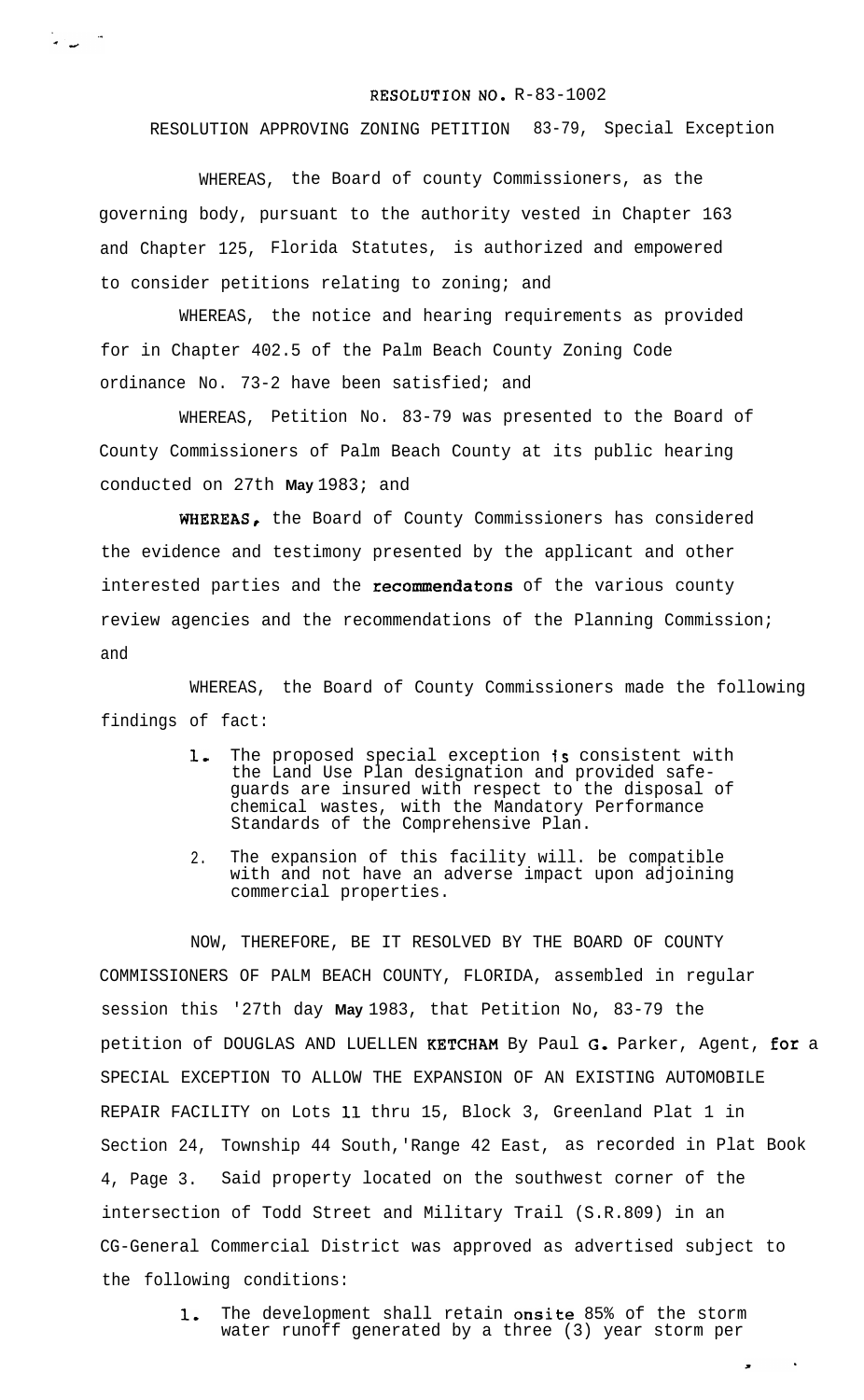RESOLUTION NO. R-83-1002

RESOLUTION APPROVING ZONING PETITION 83-79, Special Exception

WHEREAS, the Board of county Commissioners, as the governing body, pursuant to the authority vested in Chapter 163 and Chapter 125, Florida Statutes, is authorized and empowered to consider petitions relating to zoning; and

WHEREAS, the notice and hearing requirements as provided for in Chapter 402.5 of the Palm Beach County Zoning Code ordinance No. 73-2 have been satisfied; and

WHEREAS, Petition No. 83-79 was presented to the Board of County Commissioners of Palm Beach County at its public hearing conducted on 27th **May** 1983; and

WHEREAS, the Board of County Commissioners has considered the evidence and testimony presented by the applicant and other interested parties and the recommendatons of the various county review agencies and the recommendations of the Planning Commission; and

WHEREAS, the Board of County Commissioners made the following findings of fact:

1. The proposed special exception is consistent with the Land Use Plan designation and provided safeguards are insured with respect to the disposal of chemical wastes, with the Mandatory Performance Standards of the Comprehensive Plan.
2. The expansion of this facility will. be compatible with and not have an adverse impact upon adjoining commercial properties.

NOW, THEREFORE, BE IT RESOLVED BY THE BOARD OF COUNTY COMMISSIONERS OF PALM BEACH COUNTY, FLORIDA, assembled in regular session this '27th day **May** 1983, that Petition No, 83-79 the petition of DOUGLAS AND LUELLEN KETCHAM By Paul G. Parker, Agent, for a SPECIAL EXCEPTION TO ALLOW THE EXPANSION OF AN EXISTING AUTOMOBILE REPAIR FACILITY on Lots 11 thru 15, Block 3, Greenland Plat 1 in Section 24, Township 44 South,'Range 42 East, as recorded in Plat Book 4, Page 3. Said property located on the southwest corner of the intersection of Todd Street and Military Trail (S.R.809) in an CG-General Commercial District was approved as advertised subject to the following conditions:

1. The development shall retain onsite 85% of the storm water runoff generated by a three (3) year storm per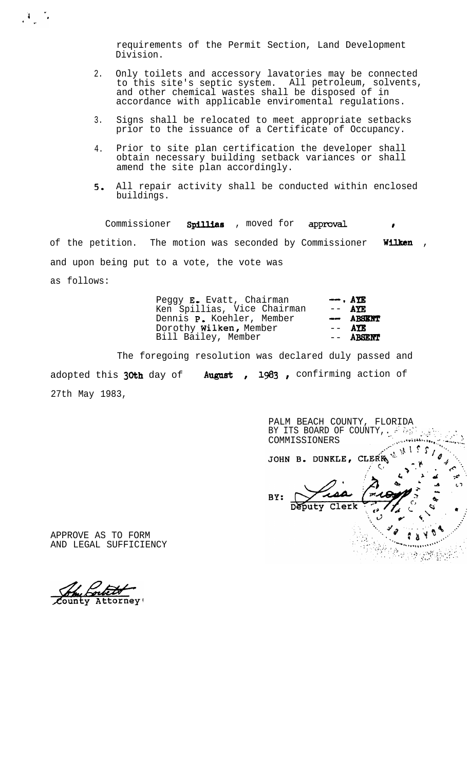requirements of the Permit Section, Land Development Division.

2. Only toilets and accessory lavatories may be connected to this site's septic system. All petroleum, solvents, and other chemical wastes shall be disposed of in accordance with applicable enviromental regulations.

3. Signs shall be relocated to meet appropriate setbacks prior to the issuance of a Certificate of Occupancy.

4. Prior to site plan certification the developer shall obtain necessary building setback variances or shall amend the site plan accordingly.

5. All repair activity shall be conducted within enclosed buildings.

Commissioner **Spillias**, moved for **approval** of the petition. The motion was seconded by Commissioner **Wilken**, and upon being put to a vote, the vote was as follows:

| | |
|---|---|
| Peggy E. Evatt, Chairman | -- AYE |
| Ken Spillias, Vice Chairman | -- AYE |
| Dennis P. Koehler, Member | -- ABSENT |
| Dorothy Wilken, Member | -- AYE |
| Bill Bailey, Member | -- ABSENT |

The foregoing resolution was declared duly passed and adopted this **30th** day of **August**, **1983**, confirming action of 27th May 1983,

PALM BEACH COUNTY, FLORIDA
BY ITS BOARD OF COUNTY
COMMISSIONERS

JOHN B. DUNKLE, CLERK

BY: Deputy Clerk

APPROVE AS TO FORM
AND LEGAL SUFFICIENCY

County Attorney